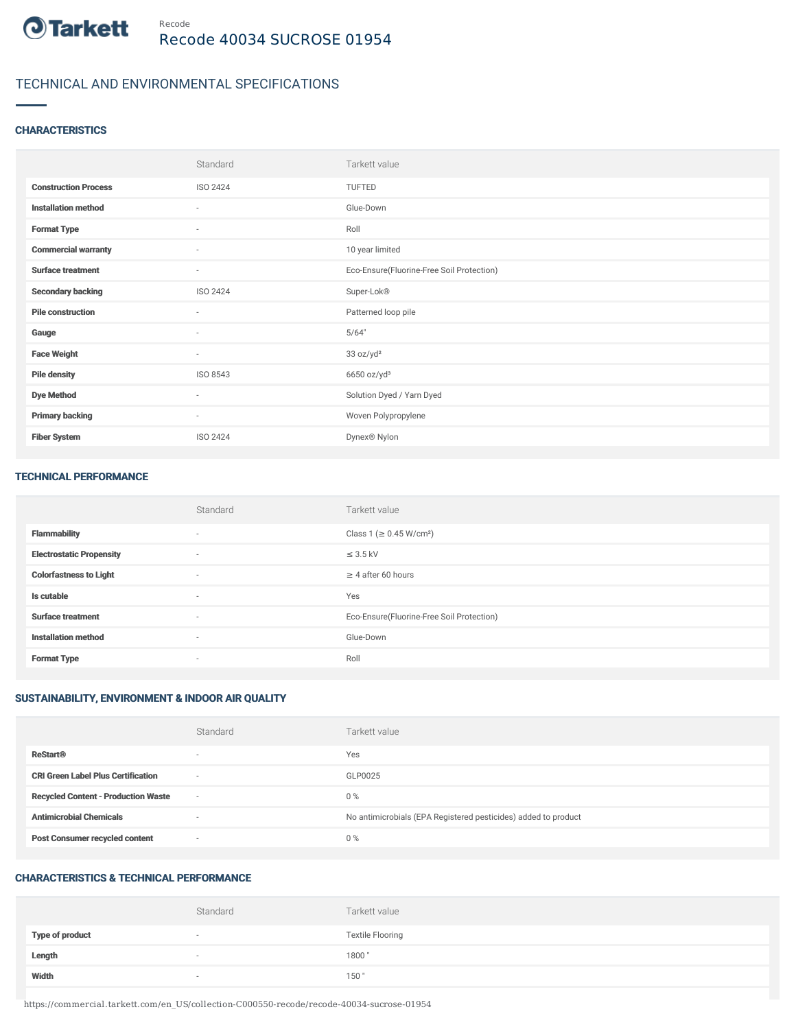Recode

# Recode 40034 SUCROSE 01954

## TECHNICAL AND ENVIRONMENTAL SPECIFICATIONS

### CHARACTERISTICS

| | Standard | Tarkett value |
|---|---|---|
| **Construction Process** | ISO 2424 | TUFTED |
| **Installation method** | - | Glue-Down |
| **Format Type** | - | Roll |
| **Commercial warranty** | - | 10 year limited |
| **Surface treatment** | - | Eco-Ensure(Fluorine-Free Soil Protection) |
| **Secondary backing** | ISO 2424 | Super-Lok® |
| **Pile construction** | - | Patterned loop pile |
| **Gauge** | - | 5/64" |
| **Face Weight** | - | 33 oz/yd² |
| **Pile density** | ISO 8543 | 6650 oz/yd³ |
| **Dye Method** | - | Solution Dyed / Yarn Dyed |
| **Primary backing** | - | Woven Polypropylene |
| **Fiber System** | ISO 2424 | Dynex® Nylon |

### TECHNICAL PERFORMANCE

| | Standard | Tarkett value |
|---|---|---|
| **Flammability** | - | Class 1 (≥ 0.45 W/cm²) |
| **Electrostatic Propensity** | - | ≤ 3.5 kV |
| **Colorfastness to Light** | - | ≥ 4 after 60 hours |
| **Is cutable** | - | Yes |
| **Surface treatment** | - | Eco-Ensure(Fluorine-Free Soil Protection) |
| **Installation method** | - | Glue-Down |
| **Format Type** | - | Roll |

### SUSTAINABILITY, ENVIRONMENT & INDOOR AIR QUALITY

| | Standard | Tarkett value |
|---|---|---|
| **ReStart®** | - | Yes |
| **CRI Green Label Plus Certification** | - | GLP0025 |
| **Recycled Content - Production Waste** | - | 0 % |
| **Antimicrobial Chemicals** | - | No antimicrobials (EPA Registered pesticides) added to product |
| **Post Consumer recycled content** | - | 0 % |

### CHARACTERISTICS & TECHNICAL PERFORMANCE

| | Standard | Tarkett value |
|---|---|---|
| **Type of product** | - | Textile Flooring |
| **Length** | - | 1800 " |
| **Width** | - | 150 " |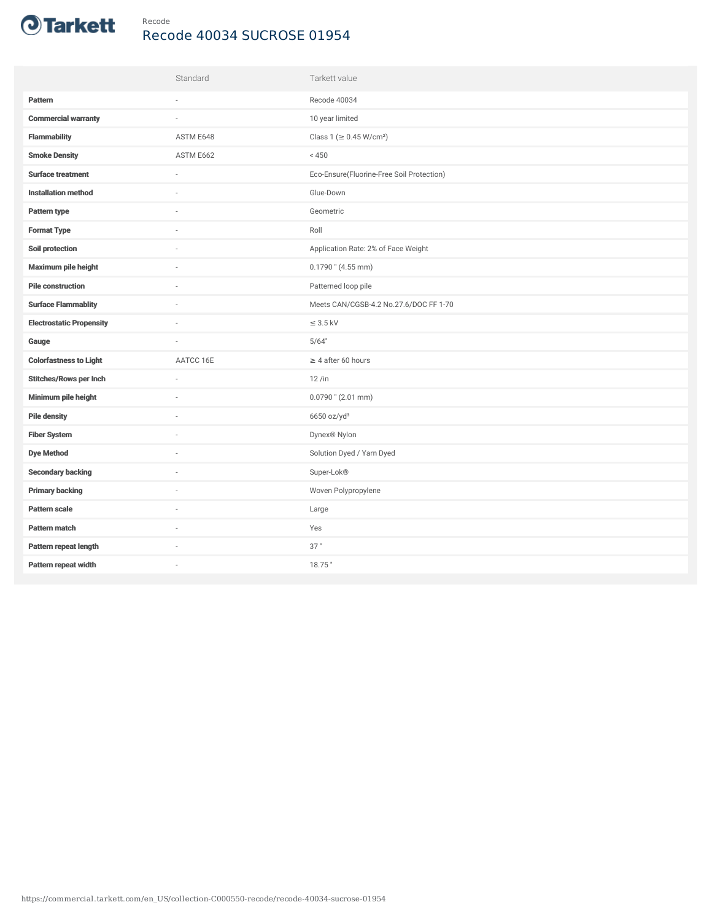Recode

# Recode 40034 SUCROSE 01954

| | Standard | Tarkett value |
|---|---|---|
| **Pattern** | - | Recode 40034 |
| **Commercial warranty** | - | 10 year limited |
| **Flammability** | ASTM E648 | Class 1 (≥ 0.45 W/cm²) |
| **Smoke Density** | ASTM E662 | < 450 |
| **Surface treatment** | - | Eco-Ensure(Fluorine-Free Soil Protection) |
| **Installation method** | - | Glue-Down |
| **Pattern type** | - | Geometric |
| **Format Type** | - | Roll |
| **Soil protection** | - | Application Rate: 2% of Face Weight |
| **Maximum pile height** | - | 0.1790 " (4.55 mm) |
| **Pile construction** | - | Patterned loop pile |
| **Surface Flammablity** | - | Meets CAN/CGSB-4.2 No.27.6/DOC FF 1-70 |
| **Electrostatic Propensity** | - | ≤ 3.5 kV |
| **Gauge** | - | 5/64" |
| **Colorfastness to Light** | AATCC 16E | ≥ 4 after 60 hours |
| **Stitches/Rows per Inch** | - | 12 /in |
| **Minimum pile height** | - | 0.0790 " (2.01 mm) |
| **Pile density** | - | 6650 oz/yd³ |
| **Fiber System** | - | Dynex® Nylon |
| **Dye Method** | - | Solution Dyed / Yarn Dyed |
| **Secondary backing** | - | Super-Lok® |
| **Primary backing** | - | Woven Polypropylene |
| **Pattern scale** | - | Large |
| **Pattern match** | - | Yes |
| **Pattern repeat length** | - | 37 " |
| **Pattern repeat width** | - | 18.75 " |

https://commercial.tarkett.com/en_US/collection-C000550-recode/recode-40034-sucrose-01954